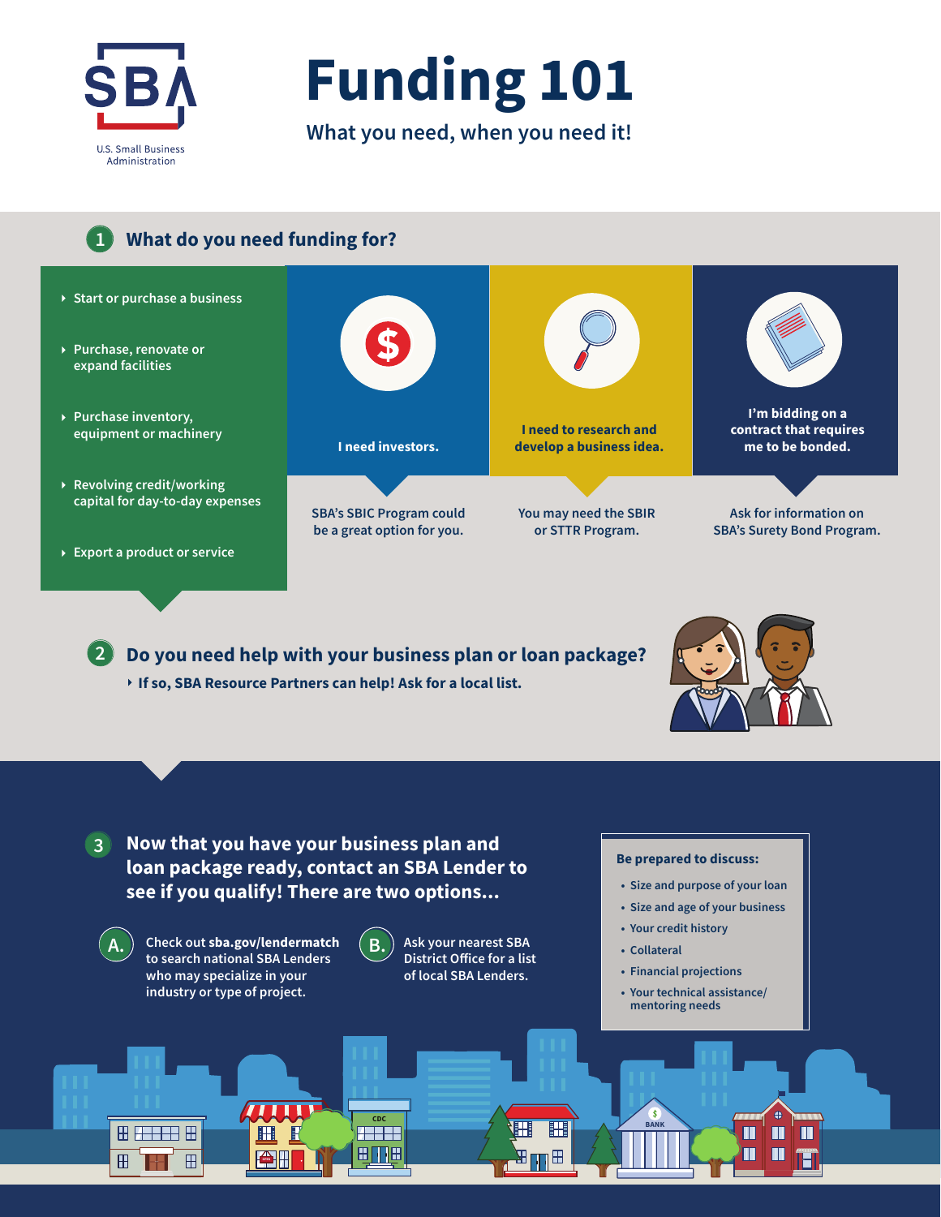U.S. Small Business Administration

# Funding 101

What you need, when you need it!

## 1 What do you need funding for?

- Start or purchase a business
- Purchase, renovate or expand facilities
- Purchase inventory, equipment or machinery
- Revolving credit/working capital for day-to-day expenses
- Export a product or service

**I need investors.**

SBA's SBIC Program could be a great option for you.

**I need to research and develop a business idea.**

You may need the SBIR or STTR Program.

**I'm bidding on a contract that requires me to be bonded.**

Ask for information on SBA's Surety Bond Program.

## 2 Do you need help with your business plan or loan package?

- **If so, SBA Resource Partners can help! Ask for a local list.**

## 3 Now that you have your business plan and loan package ready, contact an SBA Lender to see if you qualify! There are two options...

**A.** Check out **sba.gov/lendermatch** to search national SBA Lenders who may specialize in your industry or type of project.

**B.** Ask your nearest SBA District Office for a list of local SBA Lenders.

**Be prepared to discuss:**

- Size and purpose of your loan
- Size and age of your business
- Your credit history
- Collateral
- Financial projections
- Your technical assistance/mentoring needs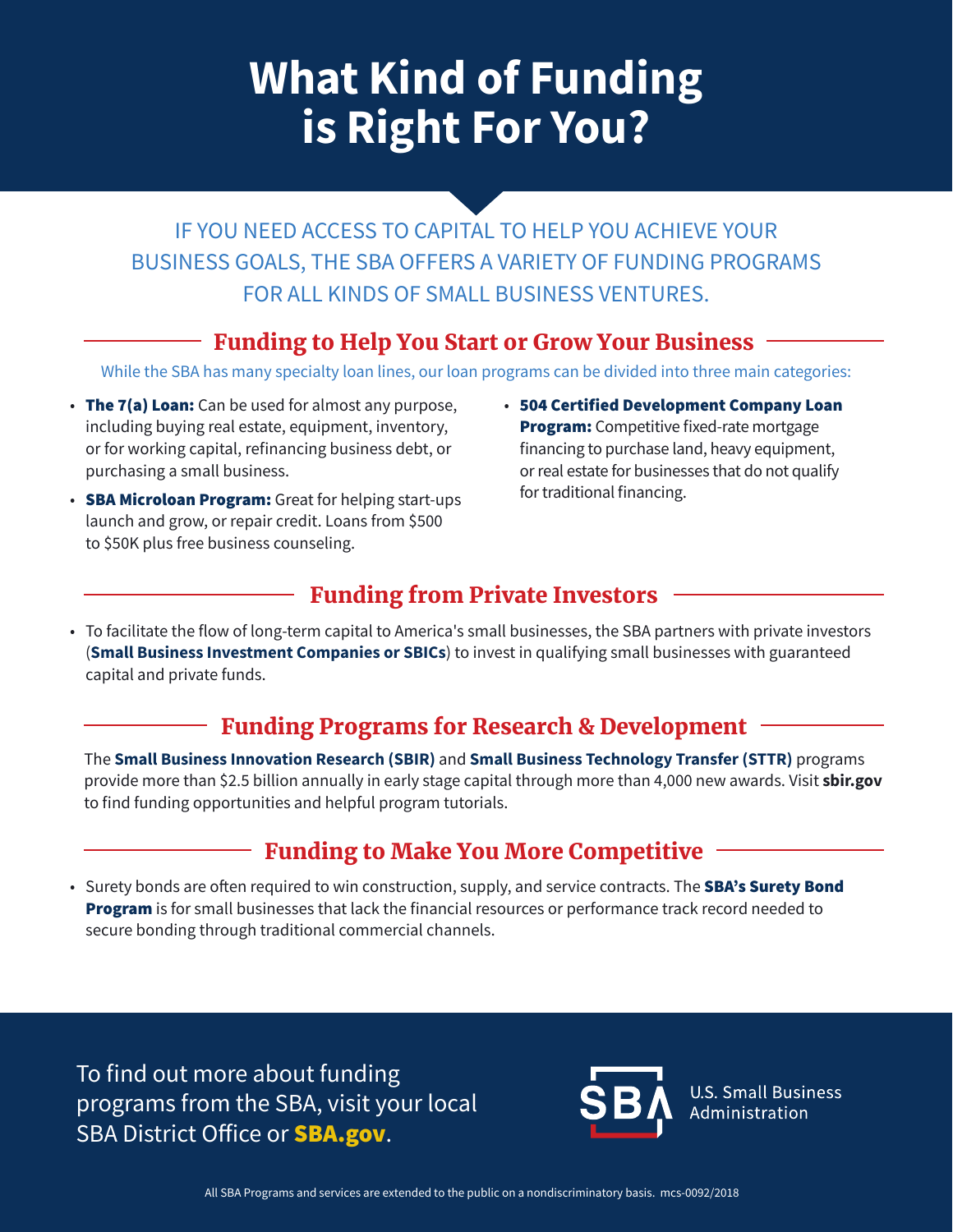# What Kind of Funding is Right For You?

IF YOU NEED ACCESS TO CAPITAL TO HELP YOU ACHIEVE YOUR BUSINESS GOALS, THE SBA OFFERS A VARIETY OF FUNDING PROGRAMS FOR ALL KINDS OF SMALL BUSINESS VENTURES.

## Funding to Help You Start or Grow Your Business

While the SBA has many specialty loan lines, our loan programs can be divided into three main categories:

- **The 7(a) Loan:** Can be used for almost any purpose, including buying real estate, equipment, inventory, or for working capital, refinancing business debt, or purchasing a small business.
- **SBA Microloan Program:** Great for helping start-ups launch and grow, or repair credit. Loans from $500 to $50K plus free business counseling.
- **504 Certified Development Company Loan Program:** Competitive fixed-rate mortgage financing to purchase land, heavy equipment, or real estate for businesses that do not qualify for traditional financing.

## Funding from Private Investors

- To facilitate the flow of long-term capital to America's small businesses, the SBA partners with private investors (**Small Business Investment Companies or SBICs**) to invest in qualifying small businesses with guaranteed capital and private funds.

## Funding Programs for Research & Development

The **Small Business Innovation Research (SBIR)** and **Small Business Technology Transfer (STTR)** programs provide more than $2.5 billion annually in early stage capital through more than 4,000 new awards. Visit **sbir.gov** to find funding opportunities and helpful program tutorials.

## Funding to Make You More Competitive

- Surety bonds are often required to win construction, supply, and service contracts. The **SBA's Surety Bond Program** is for small businesses that lack the financial resources or performance track record needed to secure bonding through traditional commercial channels.

To find out more about funding programs from the SBA, visit your local SBA District Office or **SBA.gov**.

SBA U.S. Small Business Administration

All SBA Programs and services are extended to the public on a nondiscriminatory basis. mcs-0092/2018